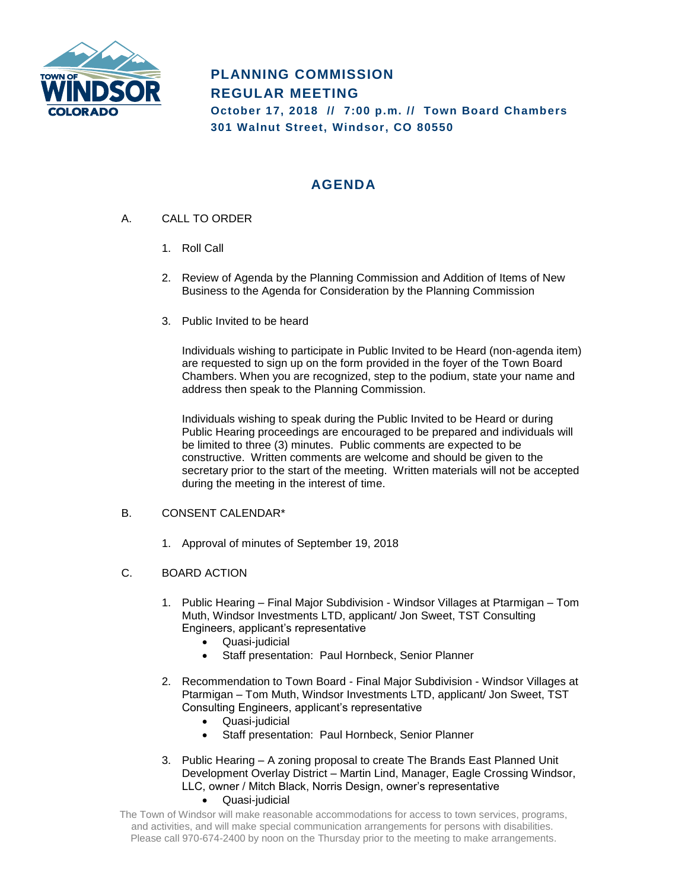# PLANNING COMMISSION REGULAR MEETING

**October 17, 2018 // 7:00 p.m. // Town Board Chambers**
**301 Walnut Street, Windsor, CO 80550**

## AGENDA

A. CALL TO ORDER

1. Roll Call

2. Review of Agenda by the Planning Commission and Addition of Items of New Business to the Agenda for Consideration by the Planning Commission

3. Public Invited to be heard

   Individuals wishing to participate in Public Invited to be Heard (non-agenda item) are requested to sign up on the form provided in the foyer of the Town Board Chambers. When you are recognized, step to the podium, state your name and address then speak to the Planning Commission.

   Individuals wishing to speak during the Public Invited to be Heard or during Public Hearing proceedings are encouraged to be prepared and individuals will be limited to three (3) minutes. Public comments are expected to be constructive. Written comments are welcome and should be given to the secretary prior to the start of the meeting. Written materials will not be accepted during the meeting in the interest of time.

B. CONSENT CALENDAR*

1. Approval of minutes of September 19, 2018

C. BOARD ACTION

1. Public Hearing – Final Major Subdivision - Windsor Villages at Ptarmigan – Tom Muth, Windsor Investments LTD, applicant/ Jon Sweet, TST Consulting Engineers, applicant's representative
   - Quasi-judicial
   - Staff presentation: Paul Hornbeck, Senior Planner

2. Recommendation to Town Board - Final Major Subdivision - Windsor Villages at Ptarmigan – Tom Muth, Windsor Investments LTD, applicant/ Jon Sweet, TST Consulting Engineers, applicant's representative
   - Quasi-judicial
   - Staff presentation: Paul Hornbeck, Senior Planner

3. Public Hearing – A zoning proposal to create The Brands East Planned Unit Development Overlay District – Martin Lind, Manager, Eagle Crossing Windsor, LLC, owner / Mitch Black, Norris Design, owner's representative
   - Quasi-judicial

The Town of Windsor will make reasonable accommodations for access to town services, programs, and activities, and will make special communication arrangements for persons with disabilities. Please call 970-674-2400 by noon on the Thursday prior to the meeting to make arrangements.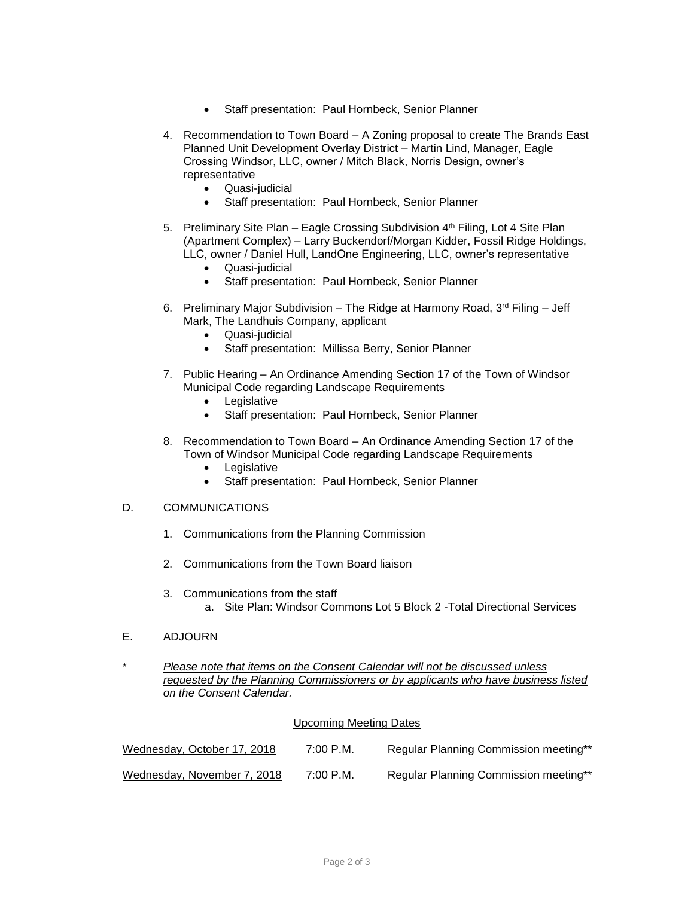- Staff presentation: Paul Hornbeck, Senior Planner

4. Recommendation to Town Board – A Zoning proposal to create The Brands East Planned Unit Development Overlay District – Martin Lind, Manager, Eagle Crossing Windsor, LLC, owner / Mitch Black, Norris Design, owner's representative
   - Quasi-judicial
   - Staff presentation: Paul Hornbeck, Senior Planner

5. Preliminary Site Plan – Eagle Crossing Subdivision 4th Filing, Lot 4 Site Plan (Apartment Complex) – Larry Buckendorf/Morgan Kidder, Fossil Ridge Holdings, LLC, owner / Daniel Hull, LandOne Engineering, LLC, owner's representative
   - Quasi-judicial
   - Staff presentation: Paul Hornbeck, Senior Planner

6. Preliminary Major Subdivision – The Ridge at Harmony Road, 3rd Filing – Jeff Mark, The Landhuis Company, applicant
   - Quasi-judicial
   - Staff presentation: Millissa Berry, Senior Planner

7. Public Hearing – An Ordinance Amending Section 17 of the Town of Windsor Municipal Code regarding Landscape Requirements
   - Legislative
   - Staff presentation: Paul Hornbeck, Senior Planner

8. Recommendation to Town Board – An Ordinance Amending Section 17 of the Town of Windsor Municipal Code regarding Landscape Requirements
   - Legislative
   - Staff presentation: Paul Hornbeck, Senior Planner

D. COMMUNICATIONS

1. Communications from the Planning Commission

2. Communications from the Town Board liaison

3. Communications from the staff
   a. Site Plan: Windsor Commons Lot 5 Block 2 -Total Directional Services

E. ADJOURN

\* *<u>Please note that items on the Consent Calendar will not be discussed unless requested by the Planning Commissioners or by applicants who have business listed</u> on the Consent Calendar.*

<u>Upcoming Meeting Dates</u>

| | | |
|---|---|---|
| <u>Wednesday, October 17, 2018</u> | 7:00 P.M. | Regular Planning Commission meeting** |
| <u>Wednesday, November 7, 2018</u> | 7:00 P.M. | Regular Planning Commission meeting** |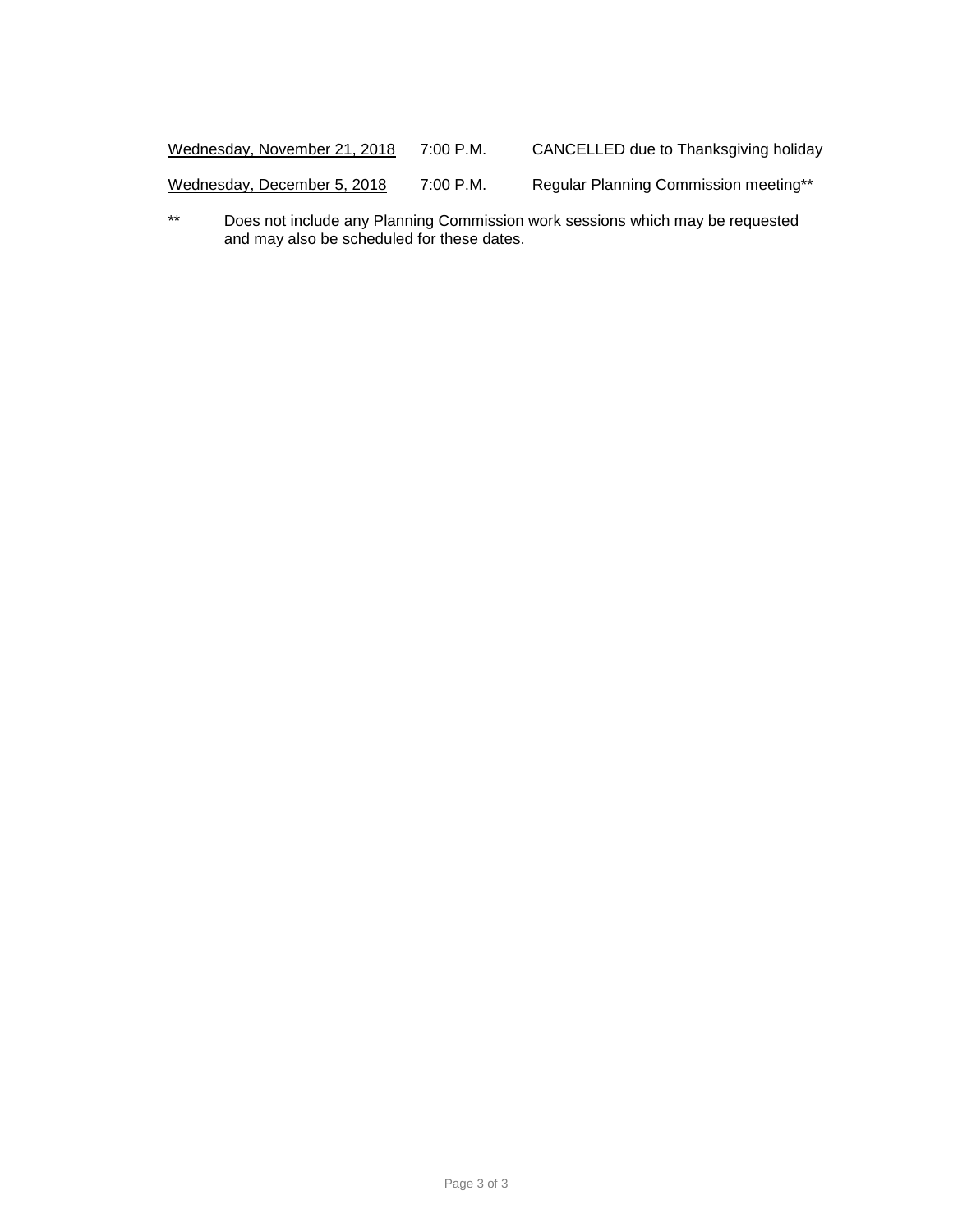| | | |
|---|---|---|
| <u>Wednesday, November 21, 2018</u> | 7:00 P.M. | CANCELLED due to Thanksgiving holiday |
| <u>Wednesday, December 5, 2018</u> | 7:00 P.M. | Regular Planning Commission meeting** |

** Does not include any Planning Commission work sessions which may be requested and may also be scheduled for these dates.